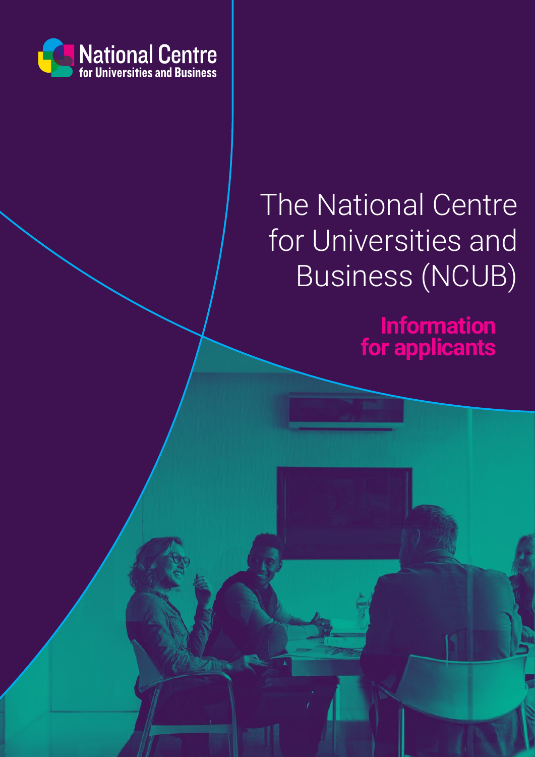National Centre
for Universities and Business

# The National Centre for Universities and Business (NCUB)

## Information for applicants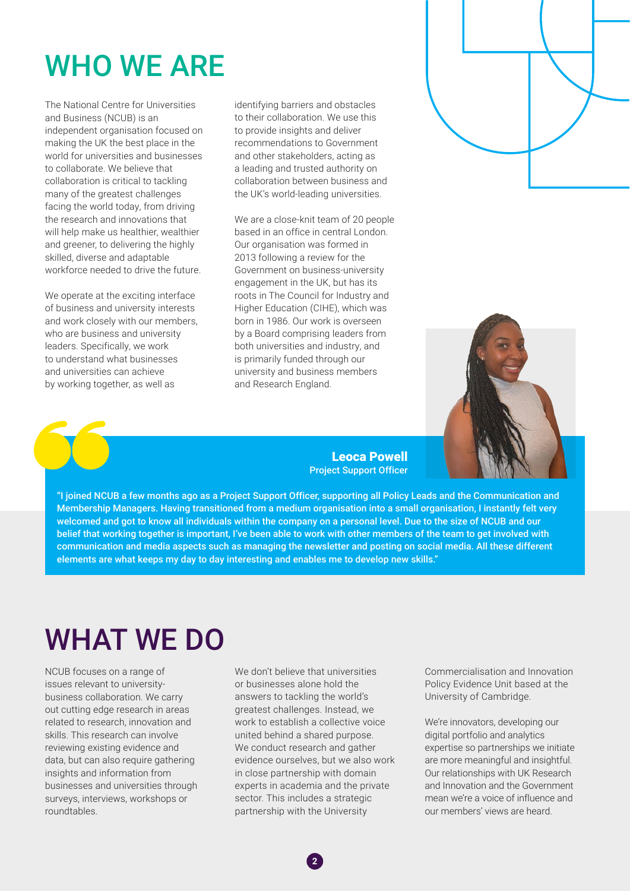# WHO WE ARE

The National Centre for Universities and Business (NCUB) is an independent organisation focused on making the UK the best place in the world for universities and businesses to collaborate. We believe that collaboration is critical to tackling many of the greatest challenges facing the world today, from driving the research and innovations that will help make us healthier, wealthier and greener, to delivering the highly skilled, diverse and adaptable workforce needed to drive the future.

We operate at the exciting interface of business and university interests and work closely with our members, who are business and university leaders. Specifically, we work to understand what businesses and universities can achieve by working together, as well as identifying barriers and obstacles to their collaboration. We use this to provide insights and deliver recommendations to Government and other stakeholders, acting as a leading and trusted authority on collaboration between business and the UK's world-leading universities.

We are a close-knit team of 20 people based in an office in central London. Our organisation was formed in 2013 following a review for the Government on business-university engagement in the UK, but has its roots in The Council for Industry and Higher Education (CIHE), which was born in 1986. Our work is overseen by a Board comprising leaders from both universities and industry, and is primarily funded through our university and business members and Research England.

**Leoca Powell**
**Project Support Officer**

**"I joined NCUB a few months ago as a Project Support Officer, supporting all Policy Leads and the Communication and Membership Managers. Having transitioned from a medium organisation into a small organisation, I instantly felt very welcomed and got to know all individuals within the company on a personal level. Due to the size of NCUB and our belief that working together is important, I've been able to work with other members of the team to get involved with communication and media aspects such as managing the newsletter and posting on social media. All these different elements are what keeps my day to day interesting and enables me to develop new skills."**

# WHAT WE DO

NCUB focuses on a range of issues relevant to university-business collaboration. We carry out cutting edge research in areas related to research, innovation and skills. This research can involve reviewing existing evidence and data, but can also require gathering insights and information from businesses and universities through surveys, interviews, workshops or roundtables.

We don't believe that universities or businesses alone hold the answers to tackling the world's greatest challenges. Instead, we work to establish a collective voice united behind a shared purpose. We conduct research and gather evidence ourselves, but we also work in close partnership with domain experts in academia and the private sector. This includes a strategic partnership with the University Commercialisation and Innovation Policy Evidence Unit based at the University of Cambridge.

We're innovators, developing our digital portfolio and analytics expertise so partnerships we initiate are more meaningful and insightful. Our relationships with UK Research and Innovation and the Government mean we're a voice of influence and our members' views are heard.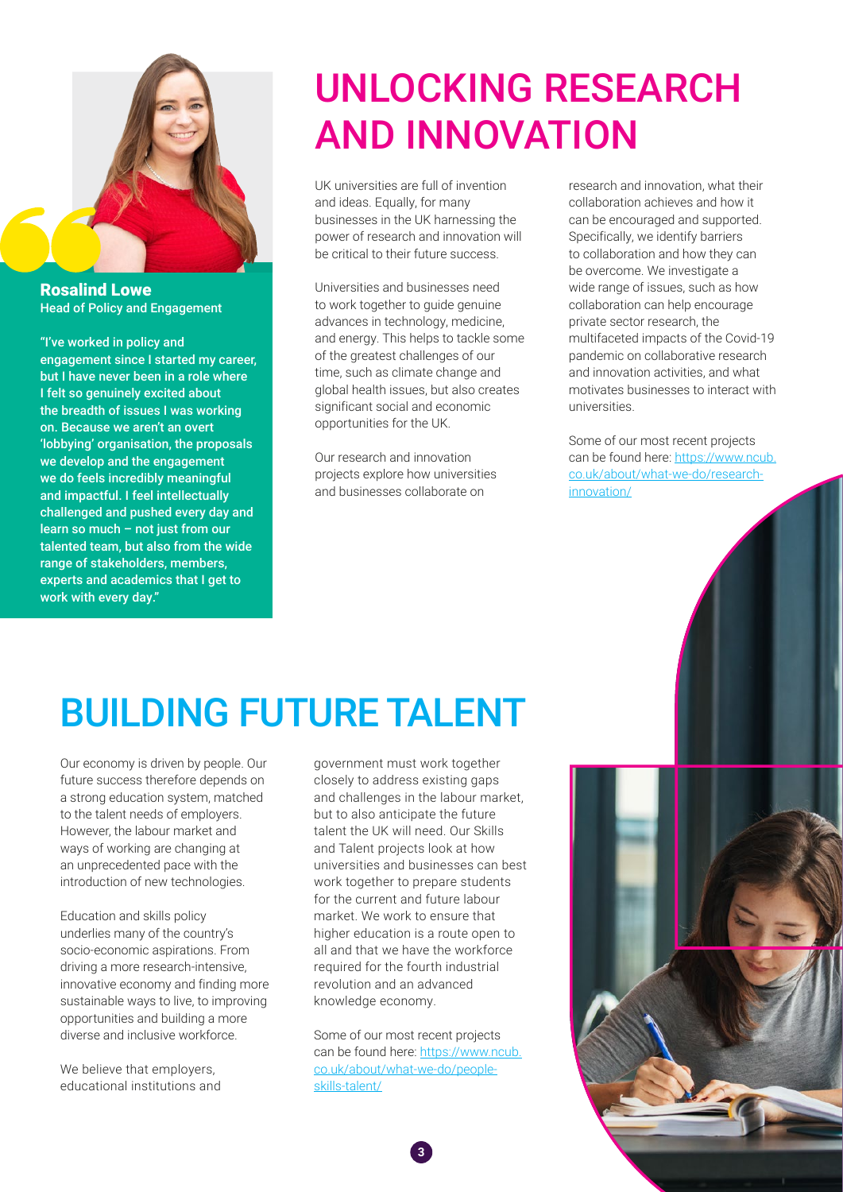**Rosalind Lowe**
Head of Policy and Engagement

**"I've worked in policy and engagement since I started my career, but I have never been in a role where I felt so genuinely excited about the breadth of issues I was working on. Because we aren't an overt 'lobbying' organisation, the proposals we develop and the engagement we do feels incredibly meaningful and impactful. I feel intellectually challenged and pushed every day and learn so much – not just from our talented team, but also from the wide range of stakeholders, members, experts and academics that I get to work with every day."**

# UNLOCKING RESEARCH AND INNOVATION

UK universities are full of invention and ideas. Equally, for many businesses in the UK harnessing the power of research and innovation will be critical to their future success.

Universities and businesses need to work together to guide genuine advances in technology, medicine, and energy. This helps to tackle some of the greatest challenges of our time, such as climate change and global health issues, but also creates significant social and economic opportunities for the UK.

Our research and innovation projects explore how universities and businesses collaborate on research and innovation, what their collaboration achieves and how it can be encouraged and supported. Specifically, we identify barriers to collaboration and how they can be overcome. We investigate a wide range of issues, such as how collaboration can help encourage private sector research, the multifaceted impacts of the Covid-19 pandemic on collaborative research and innovation activities, and what motivates businesses to interact with universities.

Some of our most recent projects can be found here: https://www.ncub.co.uk/about/what-we-do/research-innovation/

# BUILDING FUTURE TALENT

Our economy is driven by people. Our future success therefore depends on a strong education system, matched to the talent needs of employers. However, the labour market and ways of working are changing at an unprecedented pace with the introduction of new technologies.

Education and skills policy underlies many of the country's socio-economic aspirations. From driving a more research-intensive, innovative economy and finding more sustainable ways to live, to improving opportunities and building a more diverse and inclusive workforce.

We believe that employers, educational institutions and government must work together closely to address existing gaps and challenges in the labour market, but to also anticipate the future talent the UK will need. Our Skills and Talent projects look at how universities and businesses can best work together to prepare students for the current and future labour market. We work to ensure that higher education is a route open to all and that we have the workforce required for the fourth industrial revolution and an advanced knowledge economy.

Some of our most recent projects can be found here: https://www.ncub.co.uk/about/what-we-do/people-skills-talent/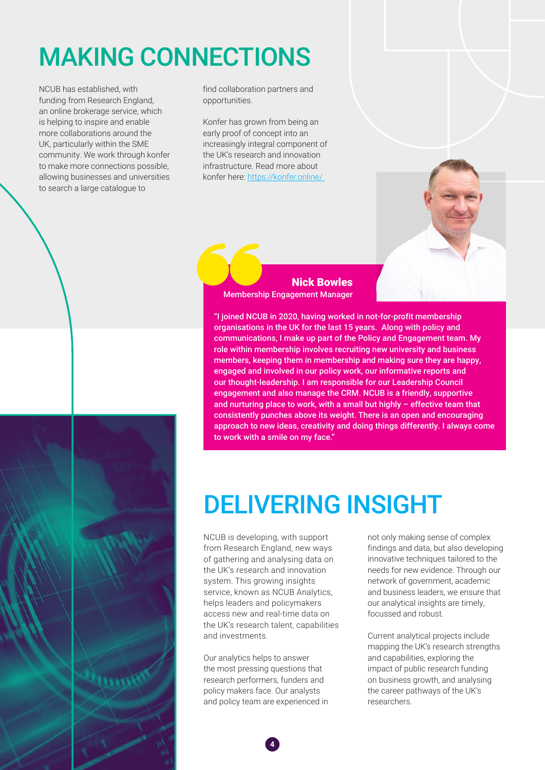# MAKING CONNECTIONS

NCUB has established, with funding from Research England, an online brokerage service, which is helping to inspire and enable more collaborations around the UK, particularly within the SME community. We work through konfer to make more connections possible, allowing businesses and universities to search a large catalogue to find collaboration partners and opportunities.

Konfer has grown from being an early proof of concept into an increasingly integral component of the UK's research and innovation infrastructure. Read more about konfer here: [https://konfer.online/](https://konfer.online/)

**Nick Bowles**
Membership Engagement Manager

**"I joined NCUB in 2020, having worked in not-for-profit membership organisations in the UK for the last 15 years. Along with policy and communications, I make up part of the Policy and Engagement team. My role within membership involves recruiting new university and business members, keeping them in membership and making sure they are happy, engaged and involved in our policy work, our informative reports and our thought-leadership. I am responsible for our Leadership Council engagement and also manage the CRM. NCUB is a friendly, supportive and nurturing place to work, with a small but highly – effective team that consistently punches above its weight. There is an open and encouraging approach to new ideas, creativity and doing things differently. I always come to work with a smile on my face."**

# DELIVERING INSIGHT

NCUB is developing, with support from Research England, new ways of gathering and analysing data on the UK's research and innovation system. This growing insights service, known as NCUB Analytics, helps leaders and policymakers access new and real-time data on the UK's research talent, capabilities and investments.

Our analytics helps to answer the most pressing questions that research performers, funders and policy makers face. Our analysts and policy team are experienced in not only making sense of complex findings and data, but also developing innovative techniques tailored to the needs for new evidence. Through our network of government, academic and business leaders, we ensure that our analytical insights are timely, focussed and robust.

Current analytical projects include mapping the UK's research strengths and capabilities, exploring the impact of public research funding on business growth, and analysing the career pathways of the UK's researchers.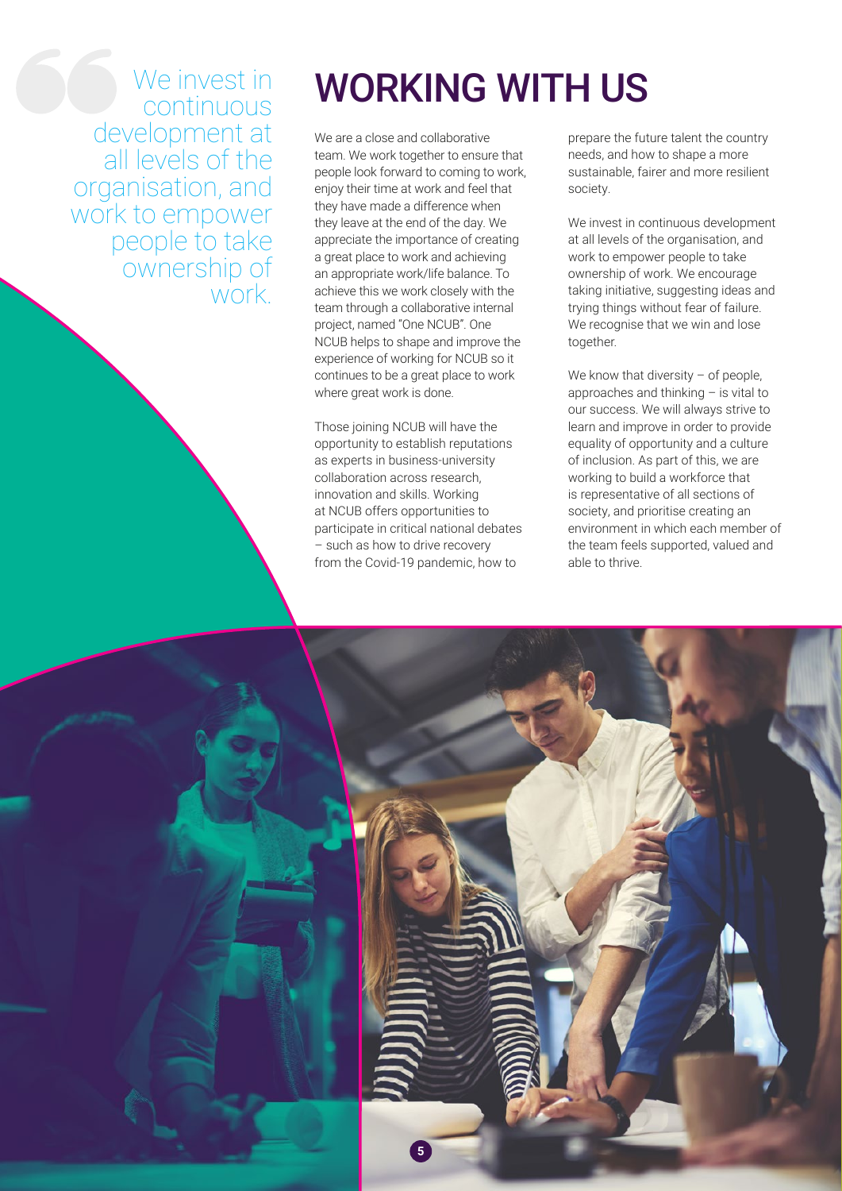> We invest in continuous development at all levels of the organisation, and work to empower people to take ownership of work.

# WORKING WITH US

We are a close and collaborative team. We work together to ensure that people look forward to coming to work, enjoy their time at work and feel that they have made a difference when they leave at the end of the day. We appreciate the importance of creating a great place to work and achieving an appropriate work/life balance. To achieve this we work closely with the team through a collaborative internal project, named "One NCUB". One NCUB helps to shape and improve the experience of working for NCUB so it continues to be a great place to work where great work is done.

Those joining NCUB will have the opportunity to establish reputations as experts in business-university collaboration across research, innovation and skills. Working at NCUB offers opportunities to participate in critical national debates – such as how to drive recovery from the Covid-19 pandemic, how to prepare the future talent the country needs, and how to shape a more sustainable, fairer and more resilient society.

We invest in continuous development at all levels of the organisation, and work to empower people to take ownership of work. We encourage taking initiative, suggesting ideas and trying things without fear of failure. We recognise that we win and lose together.

We know that diversity – of people, approaches and thinking – is vital to our success. We will always strive to learn and improve in order to provide equality of opportunity and a culture of inclusion. As part of this, we are working to build a workforce that is representative of all sections of society, and prioritise creating an environment in which each member of the team feels supported, valued and able to thrive.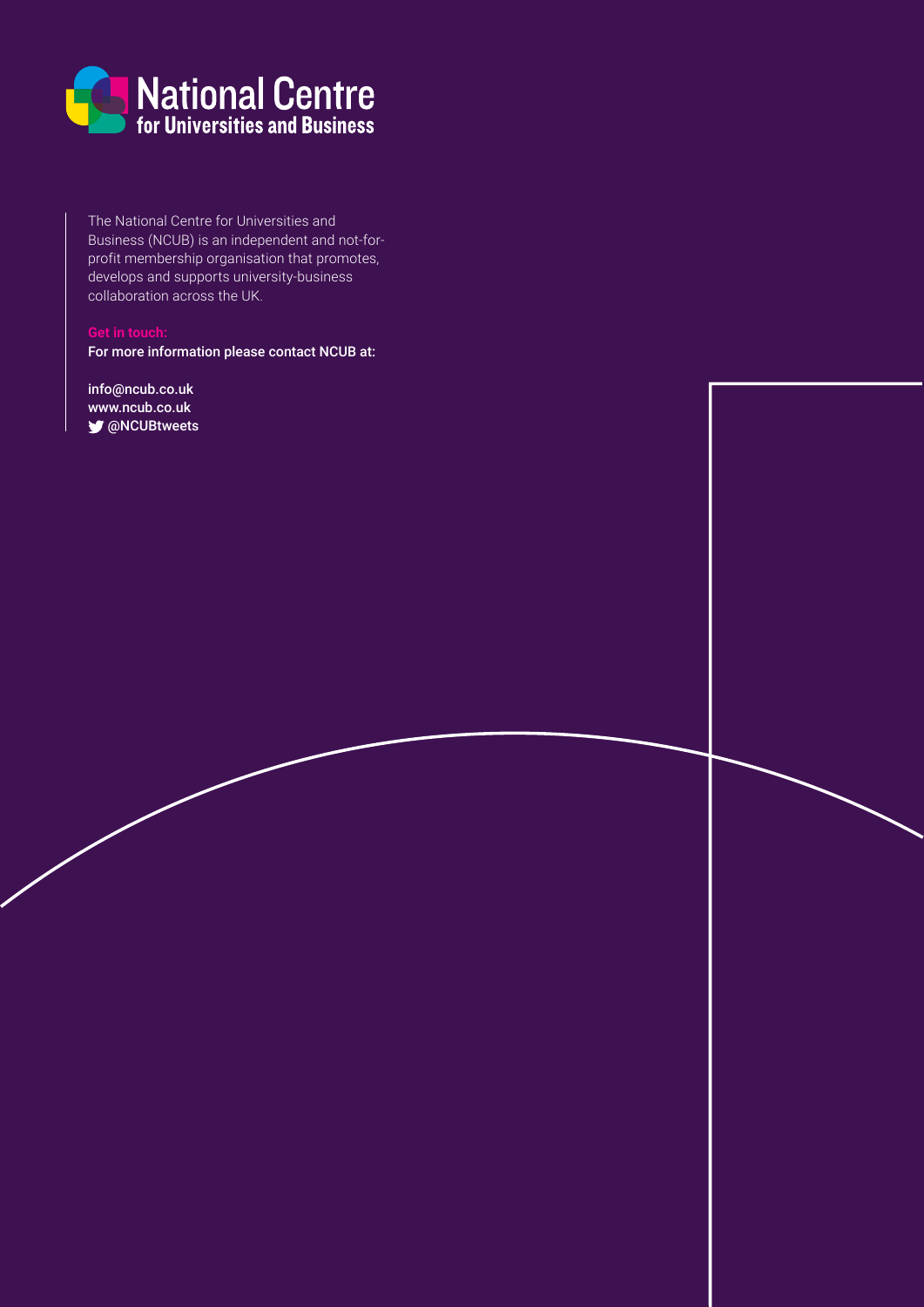National Centre
for Universities and Business

The National Centre for Universities and Business (NCUB) is an independent and not-for-profit membership organisation that promotes, develops and supports university-business collaboration across the UK.

**Get in touch:**

For more information please contact NCUB at:

info@ncub.co.uk
www.ncub.co.uk
@NCUBtweets